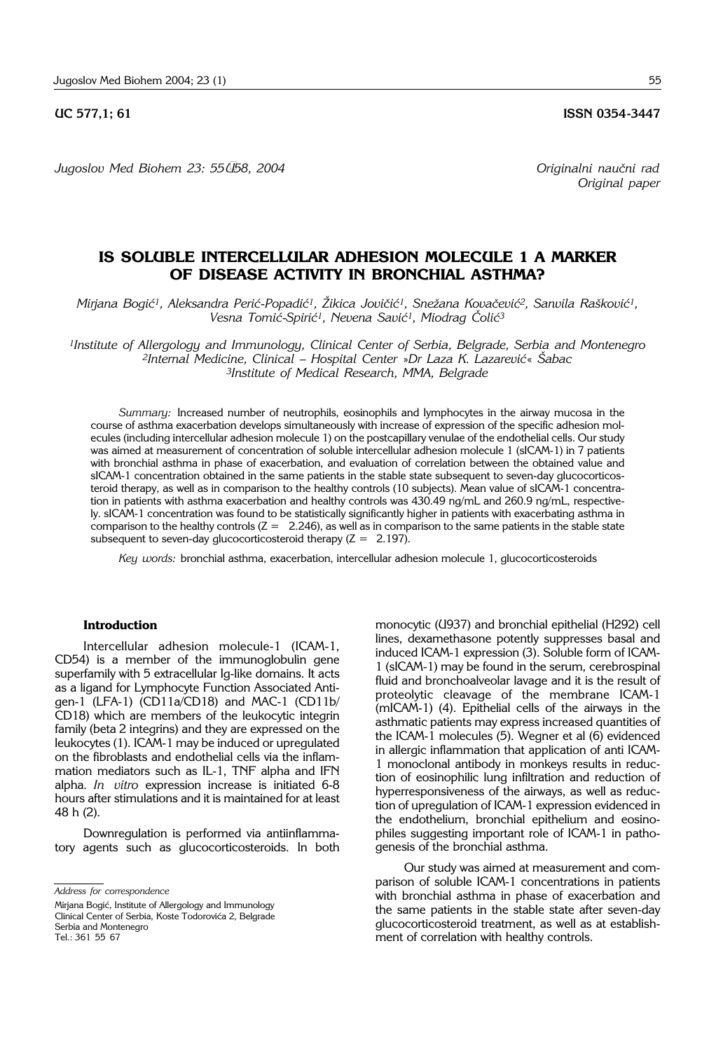UC 577,1; 61 ISSN 0354-3447

*Jugoslov Med Biohem 23: 55–58, 2004*

*Originalni naučni rad*
*Original paper*

# IS SOLUBLE INTERCELLULAR ADHESION MOLECULE 1 A MARKER OF DISEASE ACTIVITY IN BRONCHIAL ASTHMA?

*Mirjana Bogić[1], Aleksandra Perić-Popadić[1], Žikica Jovičić[1], Snežana Kovačević[2], Sanvila Rašković[1], Vesna Tomić-Spirić[1], Nevena Savić[1], Miodrag Čolić[3]*

*[1]Institute of Allergology and Immunology, Clinical Center of Serbia, Belgrade, Serbia and Montenegro*
*[2]Internal Medicine, Clinical – Hospital Center »Dr Laza K. Lazarević« Šabac*
*[3]Institute of Medical Research, MMA, Belgrade*

*Summary:* Increased number of neutrophils, eosinophils and lymphocytes in the airway mucosa in the course of asthma exacerbation develops simultaneously with increase of expression of the specific adhesion molecules (including intercellular adhesion molecule 1) on the postcapillary venulae of the endothelial cells. Our study was aimed at measurement of concentration of soluble intercellular adhesion molecule 1 (sICAM-1) in 7 patients with bronchial asthma in phase of exacerbation, and evaluation of correlation between the obtained value and sICAM-1 concentration obtained in the same patients in the stable state subsequent to seven-day glucocorticosteroid therapy, as well as in comparison to the healthy controls (10 subjects). Mean value of sICAM-1 concentration in patients with asthma exacerbation and healthy controls was 430.49 ng/mL and 260.9 ng/mL, respectively. sICAM-1 concentration was found to be statistically significantly higher in patients with exacerbating asthma in comparison to the healthy controls ($Z = 2.246$), as well as in comparison to the same patients in the stable state subsequent to seven-day glucocorticosteroid therapy ($Z = 2.197$).

*Key words:* bronchial asthma, exacerbation, intercellular adhesion molecule 1, glucocorticosteroids

## Introduction

Intercellular adhesion molecule-1 (ICAM-1, CD54) is a member of the immunoglobulin gene superfamily with 5 extracellular Ig-like domains. It acts as a ligand for Lymphocyte Function Associated Antigen-1 (LFA-1) (CD11a/CD18) and MAC-1 (CD11b/CD18) which are members of the leukocytic integrin family (beta 2 integrins) and they are expressed on the leukocytes (1). ICAM-1 may be induced or upregulated on the fibroblasts and endothelial cells via the inflammation mediators such as IL-1, TNF alpha and IFN alpha. *In vitro* expression increase is initiated 6-8 hours after stimulations and it is maintained for at least 48 h (2).

Downregulation is performed via antiinflammatory agents such as glucocorticosteroids. In both monocytic (U937) and bronchial epithelial (H292) cell lines, dexamethasone potently suppresses basal and induced ICAM-1 expression (3). Soluble form of ICAM-1 (sICAM-1) may be found in the serum, cerebrospinal fluid and bronchoalveolar lavage and it is the result of proteolytic cleavage of the membrane ICAM-1 (mICAM-1) (4). Epithelial cells of the airways in the asthmatic patients may express increased quantities of the ICAM-1 molecules (5). Wegner et al (6) evidenced in allergic inflammation that application of anti ICAM-1 monoclonal antibody in monkeys results in reduction of eosinophilic lung infiltration and reduction of hyperresponsiveness of the airways, as well as reduction of upregulation of ICAM-1 expression evidenced in the endothelium, bronchial epithelium and eosinophiles suggesting important role of ICAM-1 in pathogenesis of the bronchial asthma.

Our study was aimed at measurement and comparison of soluble ICAM-1 concentrations in patients with bronchial asthma in phase of exacerbation and the same patients in the stable state after seven-day glucocorticosteroid treatment, as well as at establishment of correlation with healthy controls.

---

*Address for correspondence*

Mirjana Bogić, Institute of Allergology and Immunology
Clinical Center of Serbia, Koste Todorovića 2, Belgrade
Serbia and Montenegro
Tel.: 361 55 67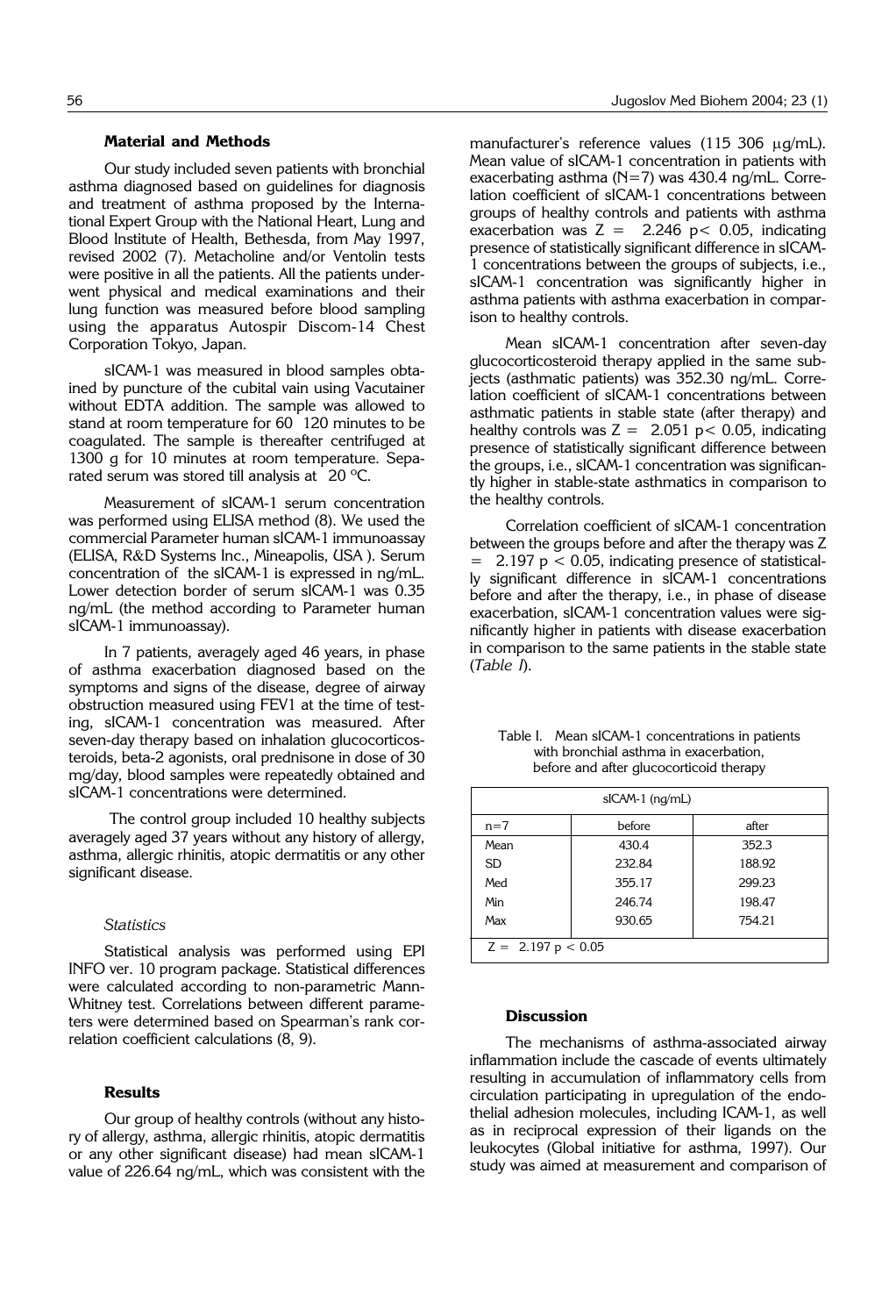## Material and Methods

Our study included seven patients with bronchial asthma diagnosed based on guidelines for diagnosis and treatment of asthma proposed by the International Expert Group with the National Heart, Lung and Blood Institute of Health, Bethesda, from May 1997, revised 2002 (7). Metacholine and/or Ventolin tests were positive in all the patients. All the patients underwent physical and medical examinations and their lung function was measured before blood sampling using the apparatus Autospir Discom-14 Chest Corporation Tokyo, Japan.

sICAM-1 was measured in blood samples obtained by puncture of the cubital vain using Vacutainer without EDTA addition. The sample was allowed to stand at room temperature for 60 120 minutes to be coagulated. The sample is thereafter centrifuged at 1300 g for 10 minutes at room temperature. Separated serum was stored till analysis at 20 °C.

Measurement of sICAM-1 serum concentration was performed using ELISA method (8). We used the commercial Parameter human sICAM-1 immunoassay (ELISA, R&D Systems Inc., Mineapolis, USA ). Serum concentration of the sICAM-1 is expressed in ng/mL. Lower detection border of serum sICAM-1 was 0.35 ng/mL (the method according to Parameter human sICAM-1 immunoassay).

In 7 patients, averagely aged 46 years, in phase of asthma exacerbation diagnosed based on the symptoms and signs of the disease, degree of airway obstruction measured using FEV1 at the time of testing, sICAM-1 concentration was measured. After seven-day therapy based on inhalation glucocorticosteroids, beta-2 agonists, oral prednisone in dose of 30 mg/day, blood samples were repeatedly obtained and sICAM-1 concentrations were determined.

The control group included 10 healthy subjects averagely aged 37 years without any history of allergy, asthma, allergic rhinitis, atopic dermatitis or any other significant disease.

### *Statistics*

Statistical analysis was performed using EPI INFO ver. 10 program package. Statistical differences were calculated according to non-parametric Mann-Whitney test. Correlations between different parameters were determined based on Spearman's rank correlation coefficient calculations (8, 9).

## Results

Our group of healthy controls (without any history of allergy, asthma, allergic rhinitis, atopic dermatitis or any other significant disease) had mean sICAM-1 value of 226.64 ng/mL, which was consistent with the manufacturer's reference values (115 306 μg/mL). Mean value of sICAM-1 concentration in patients with exacerbating asthma (N=7) was 430.4 ng/mL. Correlation coefficient of sICAM-1 concentrations between groups of healthy controls and patients with asthma exacerbation was $Z = 2.246$ $p < 0.05$, indicating presence of statistically significant difference in sICAM-1 concentrations between the groups of subjects, i.e., sICAM-1 concentration was significantly higher in asthma patients with asthma exacerbation in comparison to healthy controls.

Mean sICAM-1 concentration after seven-day glucocorticosteroid therapy applied in the same subjects (asthmatic patients) was 352.30 ng/mL. Correlation coefficient of sICAM-1 concentrations between asthmatic patients in stable state (after therapy) and healthy controls was $Z = 2.051$ $p < 0.05$, indicating presence of statistically significant difference between the groups, i.e., sICAM-1 concentration was significantly higher in stable-state asthmatics in comparison to the healthy controls.

Correlation coefficient of sICAM-1 concentration between the groups before and after the therapy was $Z = 2.197$ $p < 0.05$, indicating presence of statistically significant difference in sICAM-1 concentrations before and after the therapy, i.e., in phase of disease exacerbation, sICAM-1 concentration values were significantly higher in patients with disease exacerbation in comparison to the same patients in the stable state (*Table I*).

Table I. Mean sICAM-1 concentrations in patients with bronchial asthma in exacerbation, before and after glucocorticoid therapy

| sICAM-1 (ng/mL) | | |
|---|---|---|
| n=7 | before | after |
| Mean | 430.4 | 352.3 |
| SD | 232.84 | 188.92 |
| Med | 355.17 | 299.23 |
| Min | 246.74 | 198.47 |
| Max | 930.65 | 754.21 |
| $Z = 2.197$ $p < 0.05$ | | |

## Discussion

The mechanisms of asthma-associated airway inflammation include the cascade of events ultimately resulting in accumulation of inflammatory cells from circulation participating in upregulation of the endothelial adhesion molecules, including ICAM-1, as well as in reciprocal expression of their ligands on the leukocytes (Global initiative for asthma, 1997). Our study was aimed at measurement and comparison of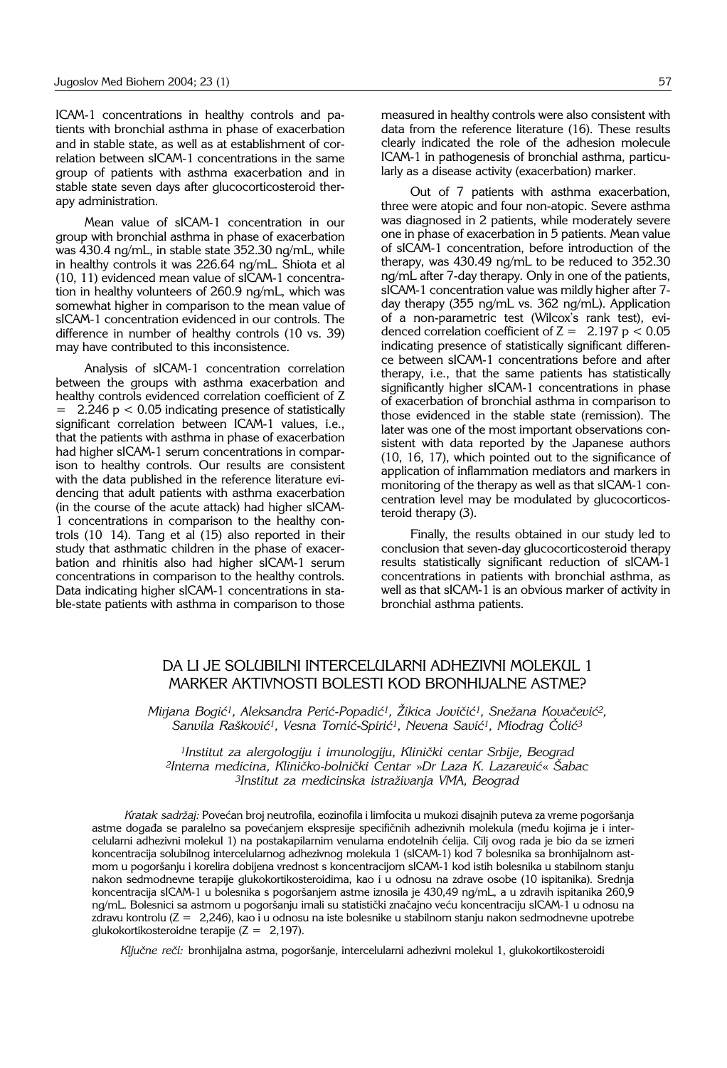ICAM-1 concentrations in healthy controls and patients with bronchial asthma in phase of exacerbation and in stable state, as well as at establishment of correlation between sICAM-1 concentrations in the same group of patients with asthma exacerbation and in stable state seven days after glucocorticosteroid therapy administration.

Mean value of sICAM-1 concentration in our group with bronchial asthma in phase of exacerbation was 430.4 ng/mL, in stable state 352.30 ng/mL, while in healthy controls it was 226.64 ng/mL. Shiota et al (10, 11) evidenced mean value of sICAM-1 concentration in healthy volunteers of 260.9 ng/mL, which was somewhat higher in comparison to the mean value of sICAM-1 concentration evidenced in our controls. The difference in number of healthy controls (10 vs. 39) may have contributed to this inconsistence.

Analysis of sICAM-1 concentration correlation between the groups with asthma exacerbation and healthy controls evidenced correlation coefficient of $Z = 2.246$ $p < 0.05$ indicating presence of statistically significant correlation between ICAM-1 values, i.e., that the patients with asthma in phase of exacerbation had higher sICAM-1 serum concentrations in comparison to healthy controls. Our results are consistent with the data published in the reference literature evidencing that adult patients with asthma exacerbation (in the course of the acute attack) had higher sICAM-1 concentrations in comparison to the healthy controls (10 14). Tang et al (15) also reported in their study that asthmatic children in the phase of exacerbation and rhinitis also had higher sICAM-1 serum concentrations in comparison to the healthy controls. Data indicating higher sICAM-1 concentrations in stable-state patients with asthma in comparison to those measured in healthy controls were also consistent with data from the reference literature (16). These results clearly indicated the role of the adhesion molecule ICAM-1 in pathogenesis of bronchial asthma, particularly as a disease activity (exacerbation) marker.

Out of 7 patients with asthma exacerbation, three were atopic and four non-atopic. Severe asthma was diagnosed in 2 patients, while moderately severe one in phase of exacerbation in 5 patients. Mean value of sICAM-1 concentration, before introduction of the therapy, was 430.49 ng/mL to be reduced to 352.30 ng/mL after 7-day therapy. Only in one of the patients, sICAM-1 concentration value was mildly higher after 7-day therapy (355 ng/mL vs. 362 ng/mL). Application of a non-parametric test (Wilcox's rank test), evidenced correlation coefficient of $Z = 2.197$ $p < 0.05$ indicating presence of statistically significant difference between sICAM-1 concentrations before and after therapy, i.e., that the same patients has statistically significantly higher sICAM-1 concentrations in phase of exacerbation of bronchial asthma in comparison to those evidenced in the stable state (remission). The later was one of the most important observations consistent with data reported by the Japanese authors (10, 16, 17), which pointed out to the significance of application of inflammation mediators and markers in monitoring of the therapy as well as that sICAM-1 concentration level may be modulated by glucocorticosteroid therapy (3).

Finally, the results obtained in our study led to conclusion that seven-day glucocorticosteroid therapy results statistically significant reduction of sICAM-1 concentrations in patients with bronchial asthma, as well as that sICAM-1 is an obvious marker of activity in bronchial asthma patients.

## DA LI JE SOLUBILNI INTERCELULARNI ADHEZIVNI MOLEKUL 1 MARKER AKTIVNOSTI BOLESTI KOD BRONHIJALNE ASTME?

*Mirjana Bogić[1], Aleksandra Perić-Popadić[1], Žikica Jovičić[1], Snežana Kovačević[2], Sanvila Rašković[1], Vesna Tomić-Spirić[1], Nevena Savić[1], Miodrag Čolić[3]*

*[1]Institut za alergologiju i imunologiju, Klinički centar Srbije, Beograd*
*[2]Interna medicina, Kliničko-bolnički Centar »Dr Laza K. Lazarević« Šabac*
*[3]Institut za medicinska istraživanja VMA, Beograd*

*Kratak sadržaj:* Povećan broj neutrofila, eozinofila i limfocita u mukozi disajnih puteva za vreme pogoršanja astme događa se paralelno sa povećanjem ekspresije specifičnih adhezivnih molekula (među kojima je i intercelularni adhezivni molekul 1) na postkapilarnim venulama endotelnih ćelija. Cilj ovog rada je bio da se izmeri koncentracija solubilnog intercelularnog adhezivnog molekula 1 (sICAM-1) kod 7 bolesnika sa bronhijalnom astmom u pogoršanju i korelira dobijena vrednost s koncentracijom sICAM-1 kod istih bolesnika u stabilnom stanju nakon sedmodnevne terapije glukokortikosteroidima, kao i u odnosu na zdrave osobe (10 ispitanika). Srednja koncentracija sICAM-1 u bolesnika s pogoršanjem astme iznosila je 430,49 ng/mL, a u zdravih ispitanika 260,9 ng/mL. Bolesnici sa astmom u pogoršanju imali su statistički značajno veću koncentraciju sICAM-1 u odnosu na zdravu kontrolu ($Z = 2{,}246$), kao i u odnosu na iste bolesnike u stabilnom stanju nakon sedmodnevne upotrebe glukokortikosteroidne terapije ($Z = 2{,}197$).

*Ključne reči:* bronhijalna astma, pogoršanje, intercelularni adhezivni molekul 1, glukokortikosteroidi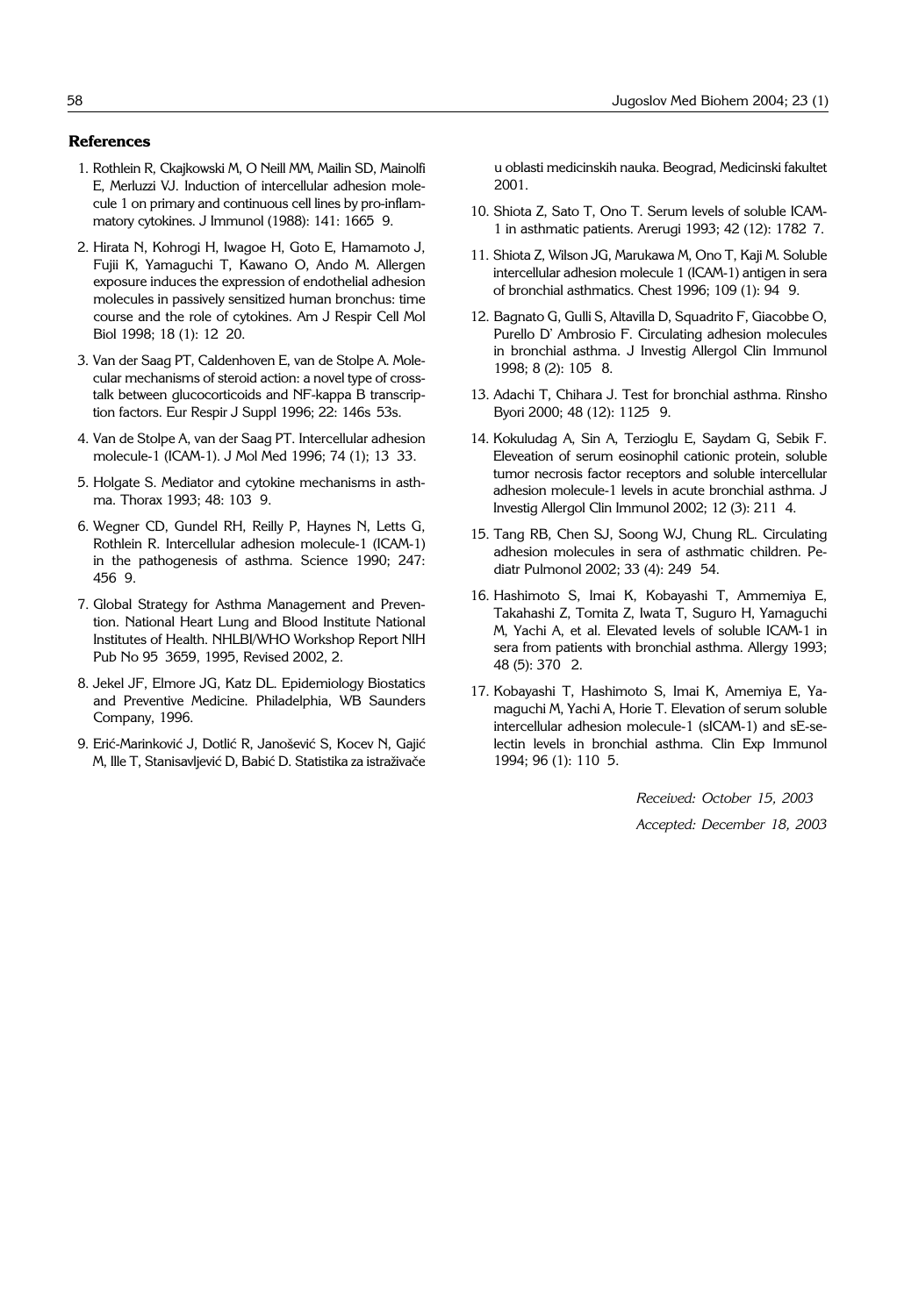## References

1. Rothlein R, Ckajkowski M, O Neill MM, Mailin SD, Mainolfi E, Merluzzi VJ. Induction of intercellular adhesion molecule 1 on primary and continuous cell lines by pro-inflammatory cytokines. J Immunol (1988): 141: 1665 9.
2. Hirata N, Kohrogi H, Iwagoe H, Goto E, Hamamoto J, Fujii K, Yamaguchi T, Kawano O, Ando M. Allergen exposure induces the expression of endothelial adhesion molecules in passively sensitized human bronchus: time course and the role of cytokines. Am J Respir Cell Mol Biol 1998; 18 (1): 12 20.
3. Van der Saag PT, Caldenhoven E, van de Stolpe A. Molecular mechanisms of steroid action: a novel type of cross-talk between glucocorticoids and NF-kappa B transcription factors. Eur Respir J Suppl 1996; 22: 146s 53s.
4. Van de Stolpe A, van der Saag PT. Intercellular adhesion molecule-1 (ICAM-1). J Mol Med 1996; 74 (1); 13 33.
5. Holgate S. Mediator and cytokine mechanisms in asthma. Thorax 1993; 48: 103 9.
6. Wegner CD, Gundel RH, Reilly P, Haynes N, Letts G, Rothlein R. Intercellular adhesion molecule-1 (ICAM-1) in the pathogenesis of asthma. Science 1990; 247: 456 9.
7. Global Strategy for Asthma Management and Prevention. National Heart Lung and Blood Institute National Institutes of Health. NHLBI/WHO Workshop Report NIH Pub No 95 3659, 1995, Revised 2002, 2.
8. Jekel JF, Elmore JG, Katz DL. Epidemiology Biostatics and Preventive Medicine. Philadelphia, WB Saunders Company, 1996.
9. Erić-Marinković J, Dotlić R, Janošević S, Kocev N, Gajić M, Ille T, Stanisavljević D, Babić D. Statistika za istraživače u oblasti medicinskih nauka. Beograd, Medicinski fakultet 2001.
10. Shiota Z, Sato T, Ono T. Serum levels of soluble ICAM-1 in asthmatic patients. Arerugi 1993; 42 (12): 1782 7.
11. Shiota Z, Wilson JG, Marukawa M, Ono T, Kaji M. Soluble intercellular adhesion molecule 1 (ICAM-1) antigen in sera of bronchial asthmatics. Chest 1996; 109 (1): 94 9.
12. Bagnato G, Gulli S, Altavilla D, Squadrito F, Giacobbe O, Purello D' Ambrosio F. Circulating adhesion molecules in bronchial asthma. J Investig Allergol Clin Immunol 1998; 8 (2): 105 8.
13. Adachi T, Chihara J. Test for bronchial asthma. Rinsho Byori 2000; 48 (12): 1125 9.
14. Kokuludag A, Sin A, Terzioglu E, Saydam G, Sebik F. Eleveation of serum eosinophil cationic protein, soluble tumor necrosis factor receptors and soluble intercellular adhesion molecule-1 levels in acute bronchial asthma. J Investig Allergol Clin Immunol 2002; 12 (3): 211 4.
15. Tang RB, Chen SJ, Soong WJ, Chung RL. Circulating adhesion molecules in sera of asthmatic children. Pediatr Pulmonol 2002; 33 (4): 249 54.
16. Hashimoto S, Imai K, Kobayashi T, Ammemiya E, Takahashi Z, Tomita Z, Iwata T, Suguro H, Yamaguchi M, Yachi A, et al. Elevated levels of soluble ICAM-1 in sera from patients with bronchial asthma. Allergy 1993; 48 (5): 370 2.
17. Kobayashi T, Hashimoto S, Imai K, Amemiya E, Yamaguchi M, Yachi A, Horie T. Elevation of serum soluble intercellular adhesion molecule-1 (sICAM-1) and sE-selectin levels in bronchial asthma. Clin Exp Immunol 1994; 96 (1): 110 5.

*Received: October 15, 2003*

*Accepted: December 18, 2003*